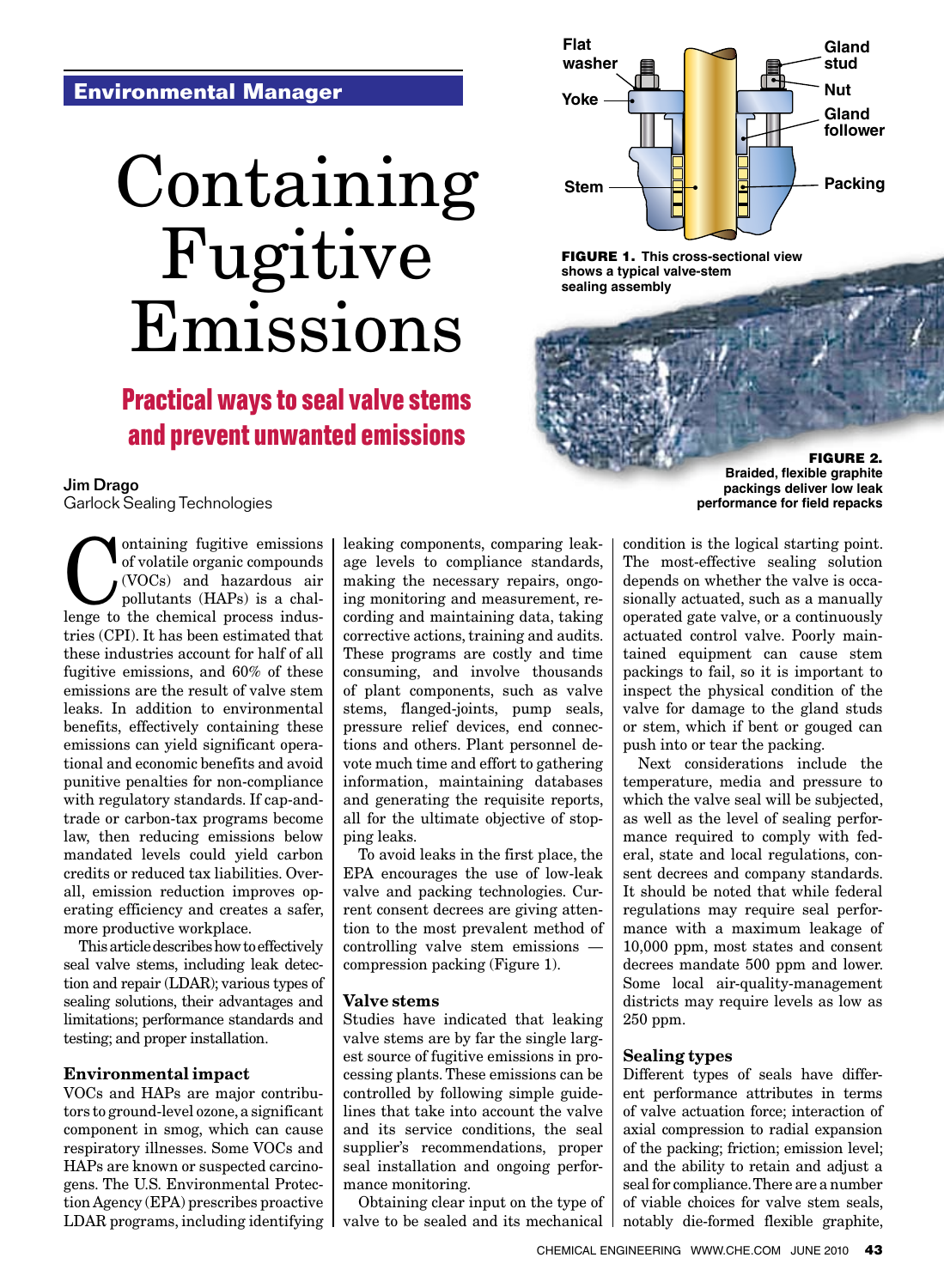Environmental Manager

# Containing Fugitive Emissions

## Practical ways to seal valve stems and prevent unwanted emissions

**Jim Drago**
Garlock Sealing Technologies

FIGURE 1. This cross-sectional view shows a typical valve-stem sealing assembly

FIGURE 2. Braided, flexible graphite packings deliver low leak performance for field repacks

Containing fugitive emissions of volatile organic compounds (VOCs) and hazardous air pollutants (HAPs) is a challenge to the chemical process industries (CPI). It has been estimated that these industries account for half of all fugitive emissions, and 60% of these emissions are the result of valve stem leaks. In addition to environmental benefits, effectively containing these emissions can yield significant operational and economic benefits and avoid punitive penalties for non-compliance with regulatory standards. If cap-and-trade or carbon-tax programs become law, then reducing emissions below mandated levels could yield carbon credits or reduced tax liabilities. Overall, emission reduction improves operating efficiency and creates a safer, more productive workplace.

This article describes how to effectively seal valve stems, including leak detection and repair (LDAR); various types of sealing solutions, their advantages and limitations; performance standards and testing; and proper installation.

### Environmental impact

VOCs and HAPs are major contributors to ground-level ozone, a significant component in smog, which can cause respiratory illnesses. Some VOCs and HAPs are known or suspected carcinogens. The U.S. Environmental Protection Agency (EPA) prescribes proactive LDAR programs, including identifying leaking components, comparing leakage levels to compliance standards, making the necessary repairs, ongoing monitoring and measurement, recording and maintaining data, taking corrective actions, training and audits. These programs are costly and time consuming, and involve thousands of plant components, such as valve stems, flanged-joints, pump seals, pressure relief devices, end connections and others. Plant personnel devote much time and effort to gathering information, maintaining databases and generating the requisite reports, all for the ultimate objective of stopping leaks.

To avoid leaks in the first place, the EPA encourages the use of low-leak valve and packing technologies. Current consent decrees are giving attention to the most prevalent method of controlling valve stem emissions — compression packing (Figure 1).

### Valve stems

Studies have indicated that leaking valve stems are by far the single largest source of fugitive emissions in processing plants. These emissions can be controlled by following simple guidelines that take into account the valve and its service conditions, the seal supplier's recommendations, proper seal installation and ongoing performance monitoring.

Obtaining clear input on the type of valve to be sealed and its mechanical condition is the logical starting point. The most-effective sealing solution depends on whether the valve is occasionally actuated, such as a manually operated gate valve, or a continuously actuated control valve. Poorly maintained equipment can cause stem packings to fail, so it is important to inspect the physical condition of the valve for damage to the gland studs or stem, which if bent or gouged can push into or tear the packing.

Next considerations include the temperature, media and pressure to which the valve seal will be subjected, as well as the level of sealing performance required to comply with federal, state and local regulations, consent decrees and company standards. It should be noted that while federal regulations may require seal performance with a maximum leakage of 10,000 ppm, most states and consent decrees mandate 500 ppm and lower. Some local air-quality-management districts may require levels as low as 250 ppm.

### Sealing types

Different types of seals have different performance attributes in terms of valve actuation force; interaction of axial compression to radial expansion of the packing; friction; emission level; and the ability to retain and adjust a seal for compliance. There are a number of viable choices for valve stem seals, notably die-formed flexible graphite,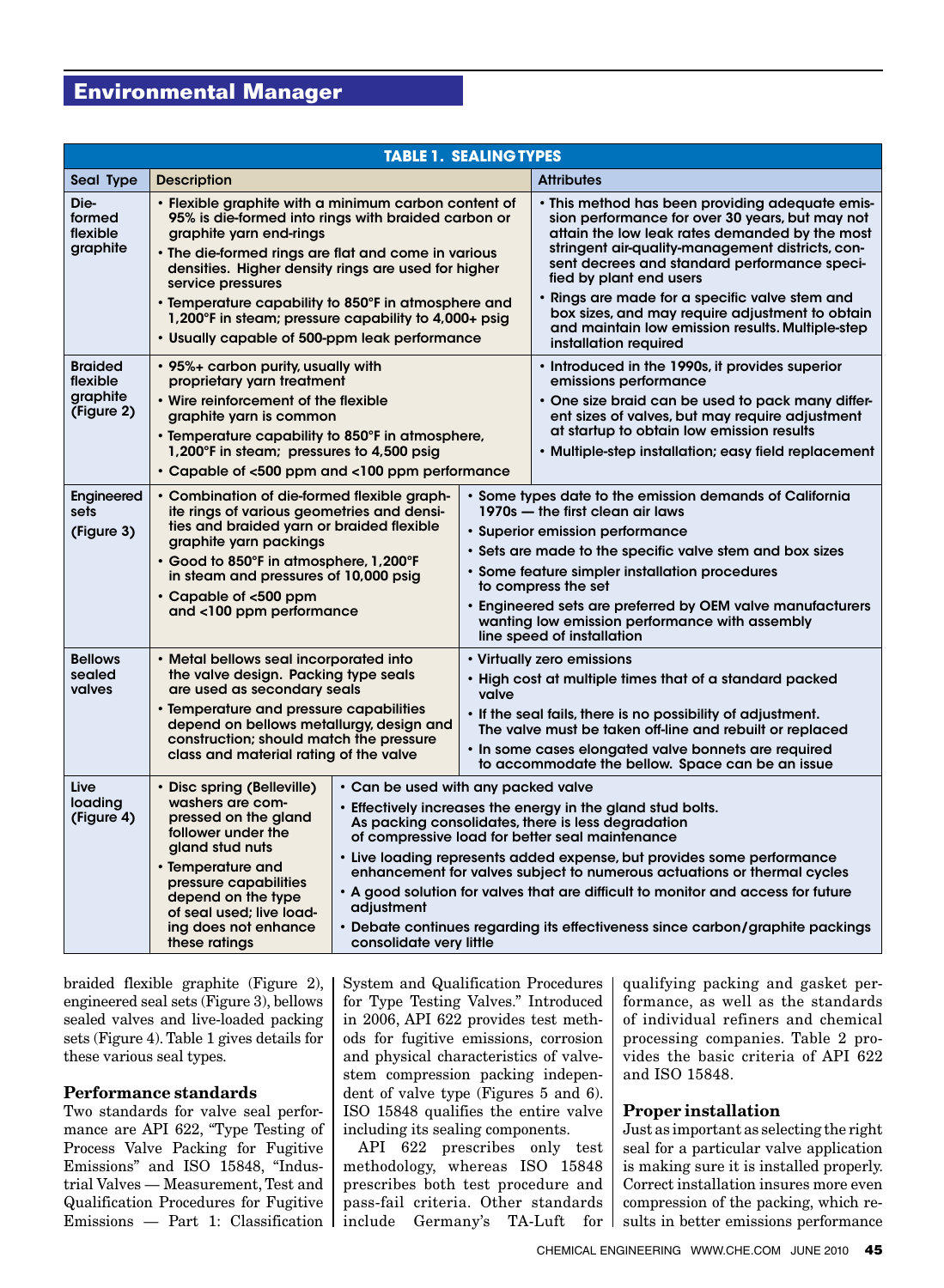**TABLE 1. SEALING TYPES**

| Seal Type | Description | Attributes |
|---|---|---|
| Die-formed flexible graphite | • Flexible graphite with a minimum carbon content of 95% is die-formed into rings with braided carbon or graphite yarn end-rings<br>• The die-formed rings are flat and come in various densities. Higher density rings are used for higher service pressures<br>• Temperature capability to 850°F in atmosphere and 1,200°F in steam; pressure capability to 4,000+ psig<br>• Usually capable of 500-ppm leak performance | • This method has been providing adequate emission performance for over 30 years, but may not attain the low leak rates demanded by the most stringent air-quality-management districts, consent decrees and standard performance specified by plant end users<br>• Rings are made for a specific valve stem and box sizes, and may require adjustment to obtain and maintain low emission results. Multiple-step installation required |
| Braided flexible graphite (Figure 2) | • 95%+ carbon purity, usually with proprietary yarn treatment<br>• Wire reinforcement of the flexible graphite yarn is common<br>• Temperature capability to 850°F in atmosphere, 1,200°F in steam; pressures to 4,500 psig<br>• Capable of <500 ppm and <100 ppm performance | • Introduced in the 1990s, it provides superior emissions performance<br>• One size braid can be used to pack many different sizes of valves, but may require adjustment at startup to obtain low emission results<br>• Multiple-step installation; easy field replacement |
| Engineered sets (Figure 3) | • Combination of die-formed flexible graphite rings of various geometries and densities and braided yarn or braided flexible graphite yarn packings<br>• Good to 850°F in atmosphere, 1,200°F in steam and pressures of 10,000 psig<br>• Capable of <500 ppm and <100 ppm performance | • Some types date to the emission demands of California 1970s — the first clean air laws<br>• Superior emission performance<br>• Sets are made to the specific valve stem and box sizes<br>• Some feature simpler installation procedures to compress the set<br>• Engineered sets are preferred by OEM valve manufacturers wanting low emission performance with assembly line speed of installation |
| Bellows sealed valves | • Metal bellows seal incorporated into the valve design. Packing type seals are used as secondary seals<br>• Temperature and pressure capabilities depend on bellows metallurgy, design and construction; should match the pressure class and material rating of the valve | • Virtually zero emissions<br>• High cost at multiple times that of a standard packed valve<br>• If the seal fails, there is no possibility of adjustment. The valve must be taken off-line and rebuilt or replaced<br>• In some cases elongated valve bonnets are required to accommodate the bellow. Space can be an issue |
| Live loading (Figure 4) | • Disc spring (Belleville) washers are compressed on the gland follower under the gland stud nuts<br>• Temperature and pressure capabilities depend on the type of seal used; live loading does not enhance these ratings | • Can be used with any packed valve<br>• Effectively increases the energy in the gland stud bolts. As packing consolidates, there is less degradation of compressive load for better seal maintenance<br>• Live loading represents added expense, but provides some performance enhancement for valves subject to numerous actuations or thermal cycles<br>• A good solution for valves that are difficult to monitor and access for future adjustment<br>• Debate continues regarding its effectiveness since carbon/graphite packings consolidate very little |

braided flexible graphite (Figure 2), engineered seal sets (Figure 3), bellows sealed valves and live-loaded packing sets (Figure 4). Table 1 gives details for these various seal types.

## Performance standards

Two standards for valve seal performance are API 622, "Type Testing of Process Valve Packing for Fugitive Emissions" and ISO 15848, "Industrial Valves — Measurement, Test and Qualification Procedures for Fugitive Emissions — Part 1: Classification System and Qualification Procedures for Type Testing Valves." Introduced in 2006, API 622 provides test methods for fugitive emissions, corrosion and physical characteristics of valve-stem compression packing independent of valve type (Figures 5 and 6). ISO 15848 qualifies the entire valve including its sealing components.

API 622 prescribes only test methodology, whereas ISO 15848 prescribes both test procedure and pass-fail criteria. Other standards include Germany's TA-Luft for qualifying packing and gasket performance, as well as the standards of individual refiners and chemical processing companies. Table 2 provides the basic criteria of API 622 and ISO 15848.

## Proper installation

Just as important as selecting the right seal for a particular valve application is making sure it is installed properly. Correct installation insures more even compression of the packing, which results in better emissions performance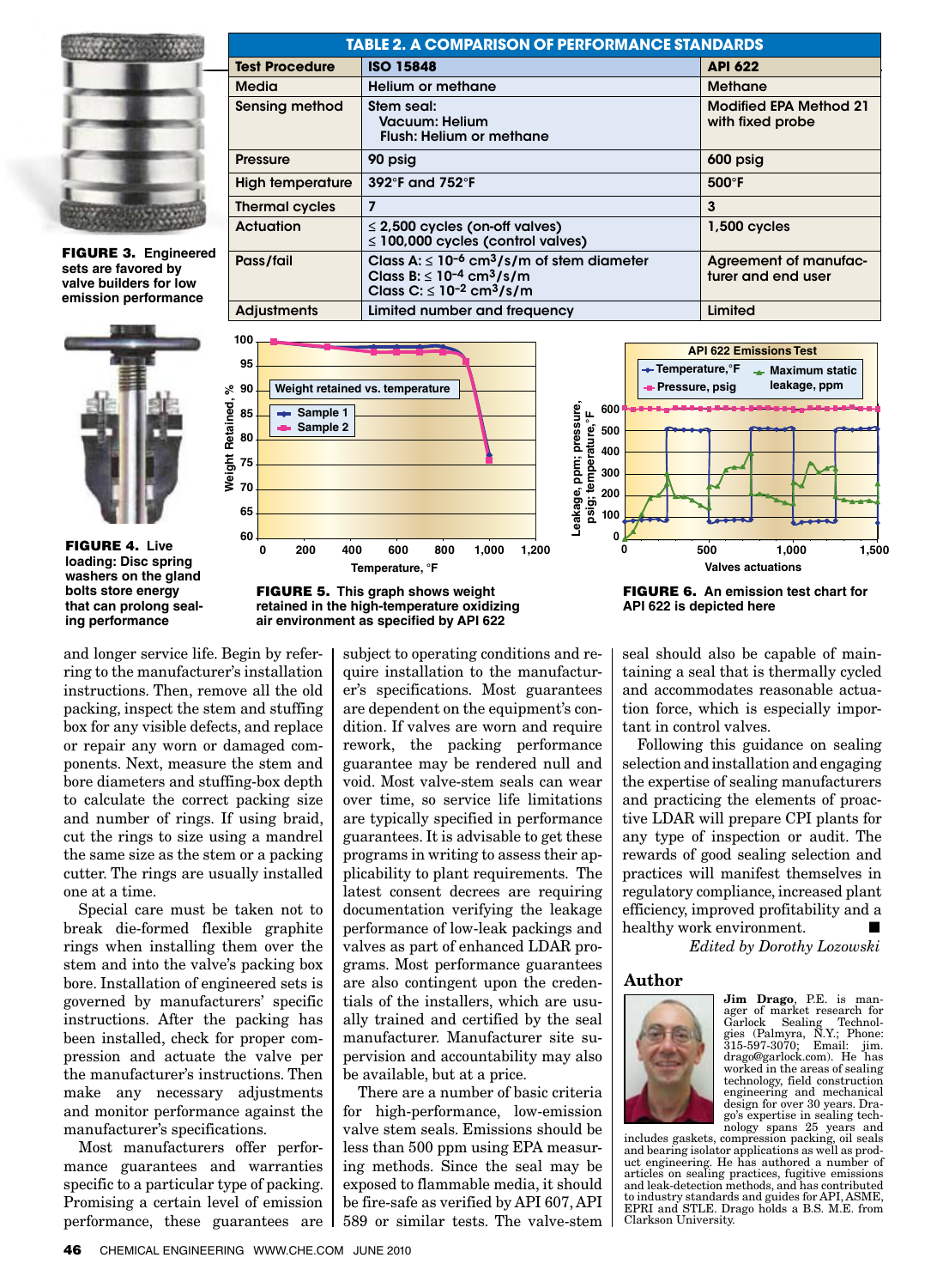**TABLE 2. A COMPARISON OF PERFORMANCE STANDARDS**

| Test Procedure | ISO 15848 | API 622 |
|---|---|---|
| Media | Helium or methane | Methane |
| Sensing method | Stem seal: Vacuum: Helium Flush: Helium or methane | Modified EPA Method 21 with fixed probe |
| Pressure | 90 psig | 600 psig |
| High temperature | 392°F and 752°F | 500°F |
| Thermal cycles | 7 | 3 |
| Actuation | ≤ 2,500 cycles (on-off valves) ≤ 100,000 cycles (control valves) | 1,500 cycles |
| Pass/fail | Class A: ≤ $10^{-6}$ $cm^3/s/m$ of stem diameter Class B: ≤ $10^{-4}$ $cm^3/s/m$ Class C: ≤ $10^{-2}$ $cm^3/s/m$ | Agreement of manufacturer and end user |
| Adjustments | Limited number and frequency | Limited |

**FIGURE 3. Engineered sets are favored by valve builders for low emission performance**

**FIGURE 4. Live loading: Disc spring washers on the gland bolts store energy that can prolong sealing performance**

Weight retained vs. temperature
Sample 1
Sample 2
Weight Retained, %
100
95
90
85
80
75
70
65
60
0
200
400
600
800
1,000
1,200
Temperature, °F

**FIGURE 5. This graph shows weight retained in the high-temperature oxidizing air environment as specified by API 622**

API 622 Emissions Test
Temperature,°F
Pressure, psig
Maximum static leakage, ppm
Leakage, ppm; pressure, psig; temperature, °F
600
500
400
300
200
100
0
500
1,000
1,500
Valves actuations

**FIGURE 6. An emission test chart for API 622 is depicted here**

and longer service life. Begin by referring to the manufacturer's installation instructions. Then, remove all the old packing, inspect the stem and stuffing box for any visible defects, and replace or repair any worn or damaged components. Next, measure the stem and bore diameters and stuffing-box depth to calculate the correct packing size and number of rings. If using braid, cut the rings to size using a mandrel the same size as the stem or a packing cutter. The rings are usually installed one at a time.

Special care must be taken not to break die-formed flexible graphite rings when installing them over the stem and into the valve's packing box bore. Installation of engineered sets is governed by manufacturers' specific instructions. After the packing has been installed, check for proper compression and actuate the valve per the manufacturer's instructions. Then make any necessary adjustments and monitor performance against the manufacturer's specifications.

Most manufacturers offer performance guarantees and warranties specific to a particular type of packing. Promising a certain level of emission performance, these guarantees are subject to operating conditions and require installation to the manufacturer's specifications. Most guarantees are dependent on the equipment's condition. If valves are worn and require rework, the packing performance guarantee may be rendered null and void. Most valve-stem seals can wear over time, so service life limitations are typically specified in performance guarantees. It is advisable to get these programs in writing to assess their applicability to plant requirements. The latest consent decrees are requiring documentation verifying the leakage performance of low-leak packings and valves as part of enhanced LDAR programs. Most performance guarantees are also contingent upon the credentials of the installers, which are usually trained and certified by the seal manufacturer. Manufacturer site supervision and accountability may also be available, but at a price.

There are a number of basic criteria for high-performance, low-emission valve stem seals. Emissions should be less than 500 ppm using EPA measuring methods. Since the seal may be exposed to flammable media, it should be fire-safe as verified by API 607, API 589 or similar tests. The valve-stem seal should also be capable of maintaining a seal that is thermally cycled and accommodates reasonable actuation force, which is especially important in control valves.

Following this guidance on sealing selection and installation and engaging the expertise of sealing manufacturers and practicing the elements of proactive LDAR will prepare CPI plants for any type of inspection or audit. The rewards of good sealing selection and practices will manifest themselves in regulatory compliance, increased plant efficiency, improved profitability and a healthy work environment. ■

*Edited by Dorothy Lozowski*

## Author

**Jim Drago**, P.E. is manager of market research for Garlock Sealing Technologies (Palmyra, N.Y.; Phone: 315-597-3070; Email: jim.drago@garlock.com). He has worked in the areas of sealing technology, field construction engineering and mechanical design for over 30 years. Drago's expertise in sealing technology spans 25 years and includes gaskets, compression packing, oil seals and bearing isolator applications as well as product engineering. He has authored a number of articles on sealing practices, fugitive emissions and leak-detection methods, and has contributed to industry standards and guides for API, ASME, EPRI and STLE. Drago holds a B.S. M.E. from Clarkson University.